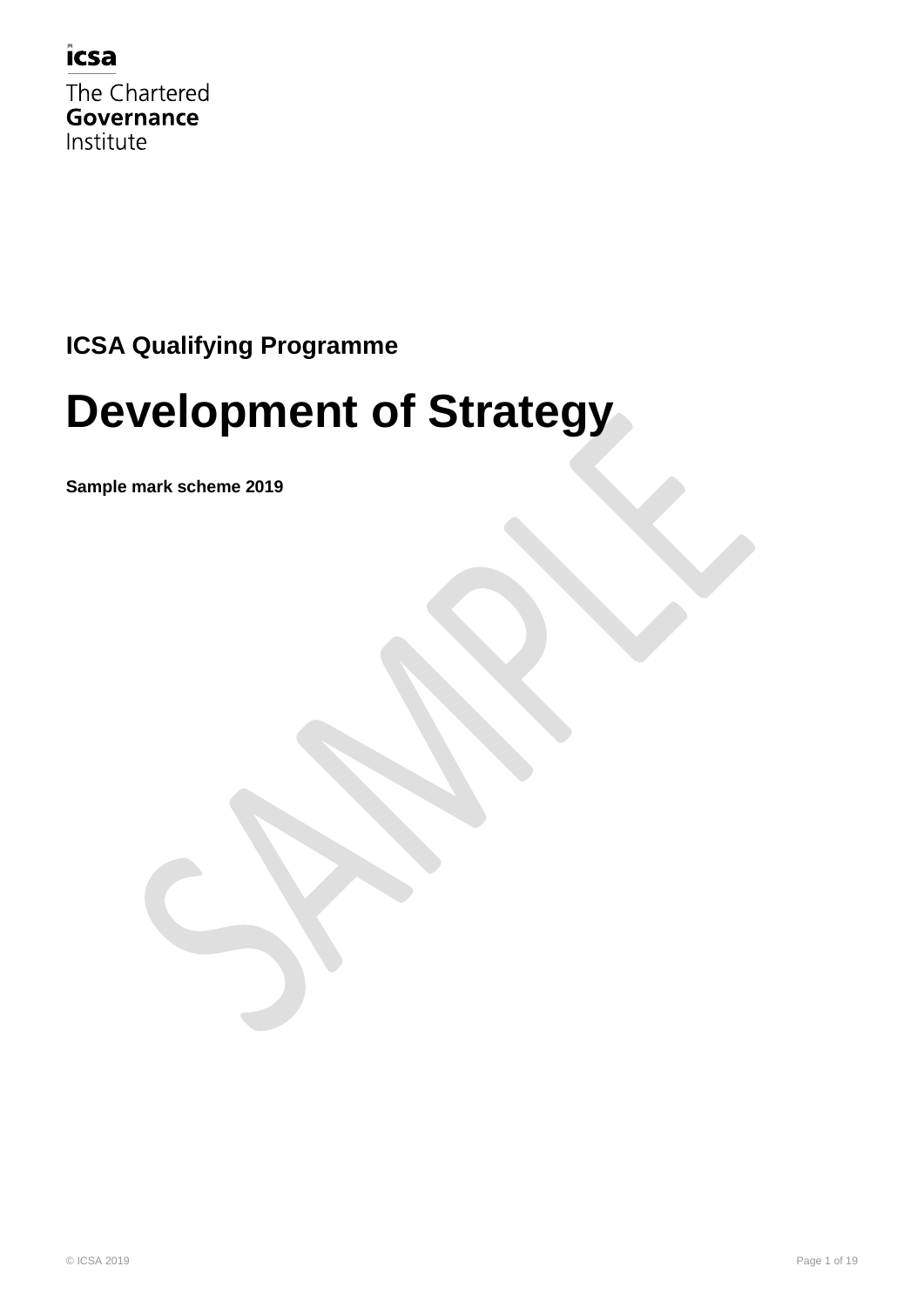icsa

The Chartered
**Governance**
Institute

**ICSA Qualifying Programme**

# Development of Strategy

**Sample mark scheme 2019**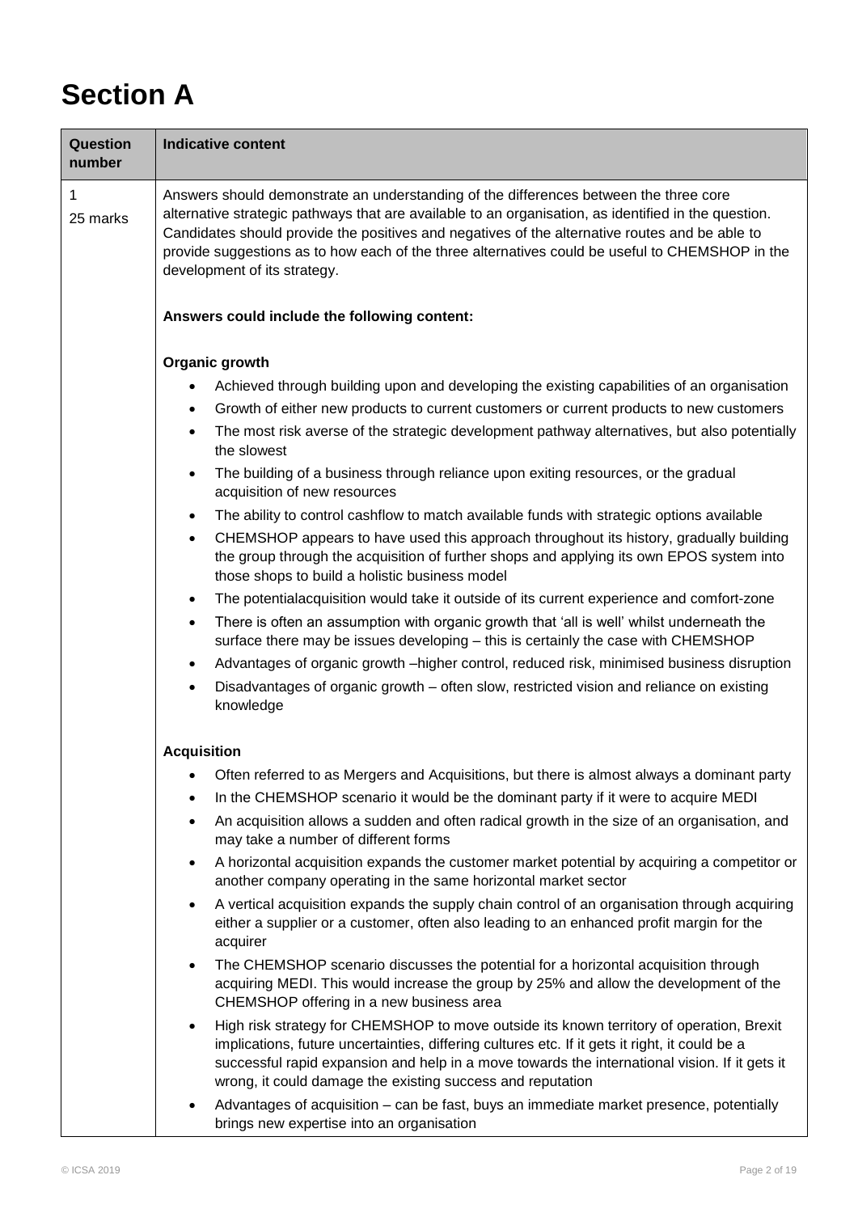# Section A

| Question number | Indicative content |
|---|---|
| 1<br>25 marks | Answers should demonstrate an understanding of the differences between the three core alternative strategic pathways that are available to an organisation, as identified in the question. Candidates should provide the positives and negatives of the alternative routes and be able to provide suggestions as to how each of the three alternatives could be useful to CHEMSHOP in the development of its strategy.<br><br>**Answers could include the following content:**<br><br>**Organic growth**<br>• Achieved through building upon and developing the existing capabilities of an organisation<br>• Growth of either new products to current customers or current products to new customers<br>• The most risk averse of the strategic development pathway alternatives, but also potentially the slowest<br>• The building of a business through reliance upon exiting resources, or the gradual acquisition of new resources<br>• The ability to control cashflow to match available funds with strategic options available<br>• CHEMSHOP appears to have used this approach throughout its history, gradually building the group through the acquisition of further shops and applying its own EPOS system into those shops to build a holistic business model<br>• The potentialacquisition would take it outside of its current experience and comfort-zone<br>• There is often an assumption with organic growth that 'all is well' whilst underneath the surface there may be issues developing – this is certainly the case with CHEMSHOP<br>• Advantages of organic growth –higher control, reduced risk, minimised business disruption<br>• Disadvantages of organic growth – often slow, restricted vision and reliance on existing knowledge<br><br>**Acquisition**<br>• Often referred to as Mergers and Acquisitions, but there is almost always a dominant party<br>• In the CHEMSHOP scenario it would be the dominant party if it were to acquire MEDI<br>• An acquisition allows a sudden and often radical growth in the size of an organisation, and may take a number of different forms<br>• A horizontal acquisition expands the customer market potential by acquiring a competitor or another company operating in the same horizontal market sector<br>• A vertical acquisition expands the supply chain control of an organisation through acquiring either a supplier or a customer, often also leading to an enhanced profit margin for the acquirer<br>• The CHEMSHOP scenario discusses the potential for a horizontal acquisition through acquiring MEDI. This would increase the group by 25% and allow the development of the CHEMSHOP offering in a new business area<br>• High risk strategy for CHEMSHOP to move outside its known territory of operation, Brexit implications, future uncertainties, differing cultures etc. If it gets it right, it could be a successful rapid expansion and help in a move towards the international vision. If it gets it wrong, it could damage the existing success and reputation<br>• Advantages of acquisition – can be fast, buys an immediate market presence, potentially brings new expertise into an organisation |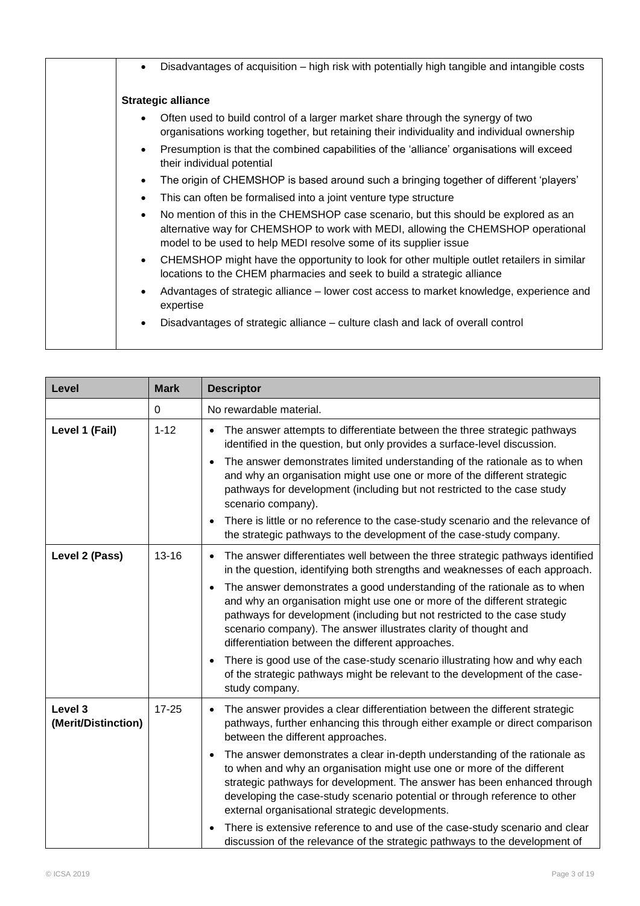| | |
|---|---|
| | • Disadvantages of acquisition – high risk with potentially high tangible and intangible costs<br><br>**Strategic alliance**<br>• Often used to build control of a larger market share through the synergy of two organisations working together, but retaining their individuality and individual ownership<br>• Presumption is that the combined capabilities of the 'alliance' organisations will exceed their individual potential<br>• The origin of CHEMSHOP is based around such a bringing together of different 'players'<br>• This can often be formalised into a joint venture type structure<br>• No mention of this in the CHEMSHOP case scenario, but this should be explored as an alternative way for CHEMSHOP to work with MEDI, allowing the CHEMSHOP operational model to be used to help MEDI resolve some of its supplier issue<br>• CHEMSHOP might have the opportunity to look for other multiple outlet retailers in similar locations to the CHEM pharmacies and seek to build a strategic alliance<br>• Advantages of strategic alliance – lower cost access to market knowledge, experience and expertise<br>• Disadvantages of strategic alliance – culture clash and lack of overall control |

| Level | Mark | Descriptor |
|---|---|---|
| | 0 | No rewardable material. |
| Level 1 (Fail) | 1-12 | • The answer attempts to differentiate between the three strategic pathways identified in the question, but only provides a surface-level discussion.<br>• The answer demonstrates limited understanding of the rationale as to when and why an organisation might use one or more of the different strategic pathways for development (including but not restricted to the case study scenario company).<br>• There is little or no reference to the case-study scenario and the relevance of the strategic pathways to the development of the case-study company. |
| Level 2 (Pass) | 13-16 | • The answer differentiates well between the three strategic pathways identified in the question, identifying both strengths and weaknesses of each approach.<br>• The answer demonstrates a good understanding of the rationale as to when and why an organisation might use one or more of the different strategic pathways for development (including but not restricted to the case study scenario company). The answer illustrates clarity of thought and differentiation between the different approaches.<br>• There is good use of the case-study scenario illustrating how and why each of the strategic pathways might be relevant to the development of the case-study company. |
| Level 3 (Merit/Distinction) | 17-25 | • The answer provides a clear differentiation between the different strategic pathways, further enhancing this through either example or direct comparison between the different approaches.<br>• The answer demonstrates a clear in-depth understanding of the rationale as to when and why an organisation might use one or more of the different strategic pathways for development. The answer has been enhanced through developing the case-study scenario potential or through reference to other external organisational strategic developments.<br>• There is extensive reference to and use of the case-study scenario and clear discussion of the relevance of the strategic pathways to the development of |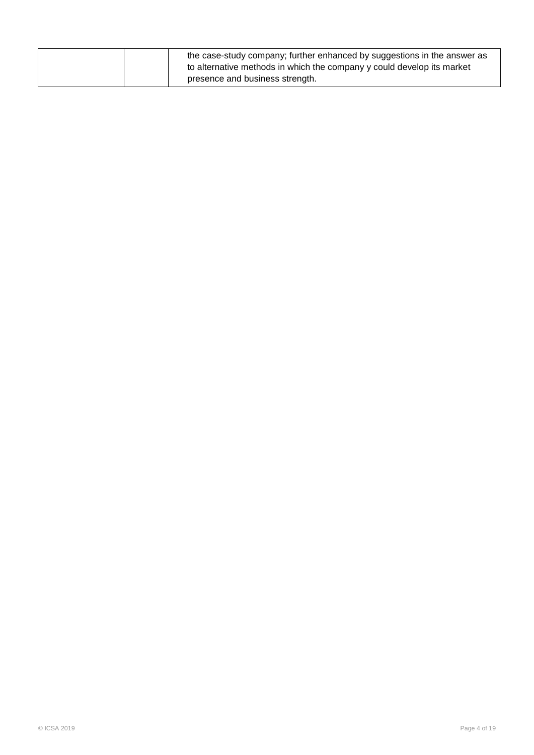|  |  | the case-study company; further enhanced by suggestions in the answer as to alternative methods in which the company y could develop its market presence and business strength. |
|---|---|---|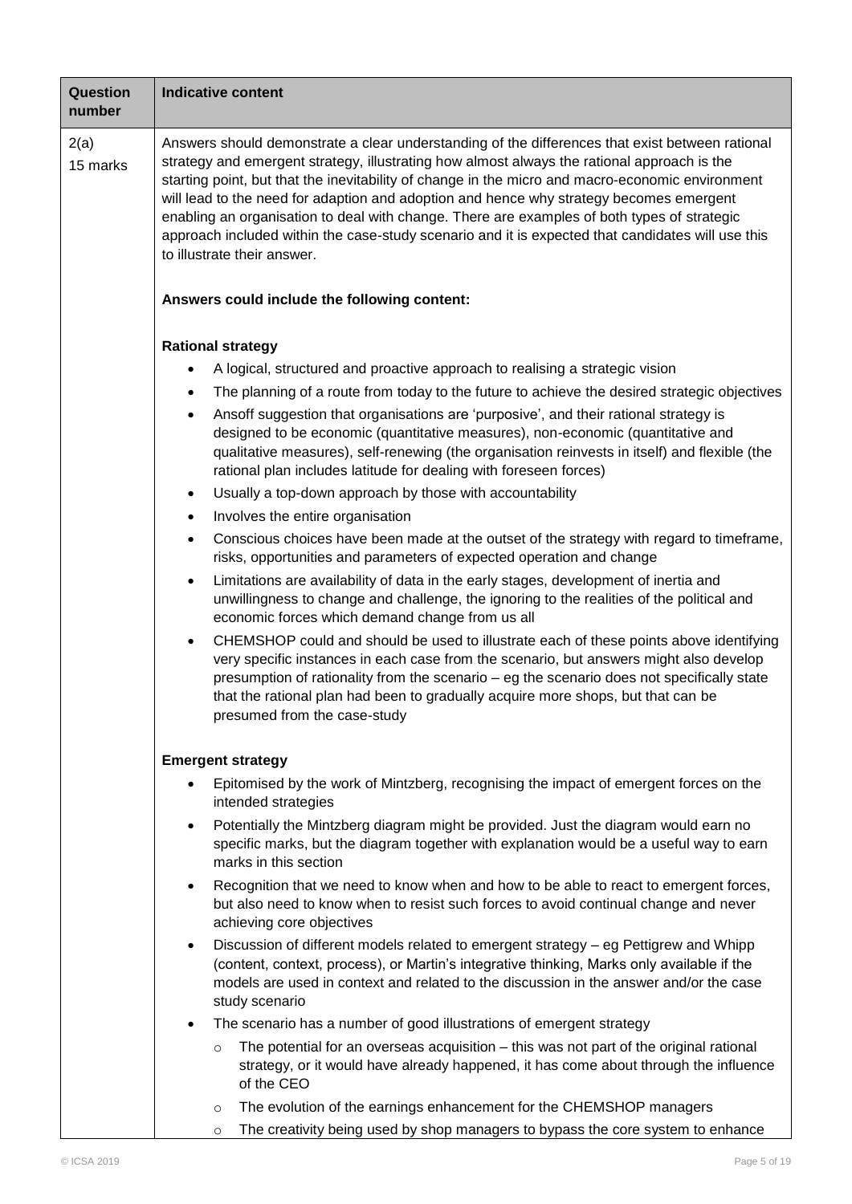| Question number | Indicative content |
|---|---|
| 2(a)<br>15 marks | Answers should demonstrate a clear understanding of the differences that exist between rational strategy and emergent strategy, illustrating how almost always the rational approach is the starting point, but that the inevitability of change in the micro and macro-economic environment will lead to the need for adaption and adoption and hence why strategy becomes emergent enabling an organisation to deal with change. There are examples of both types of strategic approach included within the case-study scenario and it is expected that candidates will use this to illustrate their answer.<br><br>**Answers could include the following content:**<br><br>**Rational strategy**<br>• A logical, structured and proactive approach to realising a strategic vision<br>• The planning of a route from today to the future to achieve the desired strategic objectives<br>• Ansoff suggestion that organisations are 'purposive', and their rational strategy is designed to be economic (quantitative measures), non-economic (quantitative and qualitative measures), self-renewing (the organisation reinvests in itself) and flexible (the rational plan includes latitude for dealing with foreseen forces)<br>• Usually a top-down approach by those with accountability<br>• Involves the entire organisation<br>• Conscious choices have been made at the outset of the strategy with regard to timeframe, risks, opportunities and parameters of expected operation and change<br>• Limitations are availability of data in the early stages, development of inertia and unwillingness to change and challenge, the ignoring to the realities of the political and economic forces which demand change from us all<br>• CHEMSHOP could and should be used to illustrate each of these points above identifying very specific instances in each case from the scenario, but answers might also develop presumption of rationality from the scenario – eg the scenario does not specifically state that the rational plan had been to gradually acquire more shops, but that can be presumed from the case-study<br><br>**Emergent strategy**<br>• Epitomised by the work of Mintzberg, recognising the impact of emergent forces on the intended strategies<br>• Potentially the Mintzberg diagram might be provided. Just the diagram would earn no specific marks, but the diagram together with explanation would be a useful way to earn marks in this section<br>• Recognition that we need to know when and how to be able to react to emergent forces, but also need to know when to resist such forces to avoid continual change and never achieving core objectives<br>• Discussion of different models related to emergent strategy – eg Pettigrew and Whipp (content, context, process), or Martin's integrative thinking, Marks only available if the models are used in context and related to the discussion in the answer and/or the case study scenario<br>• The scenario has a number of good illustrations of emergent strategy<br>&nbsp;&nbsp;&nbsp;&nbsp;○ The potential for an overseas acquisition – this was not part of the original rational strategy, or it would have already happened, it has come about through the influence of the CEO<br>&nbsp;&nbsp;&nbsp;&nbsp;○ The evolution of the earnings enhancement for the CHEMSHOP managers<br>&nbsp;&nbsp;&nbsp;&nbsp;○ The creativity being used by shop managers to bypass the core system to enhance |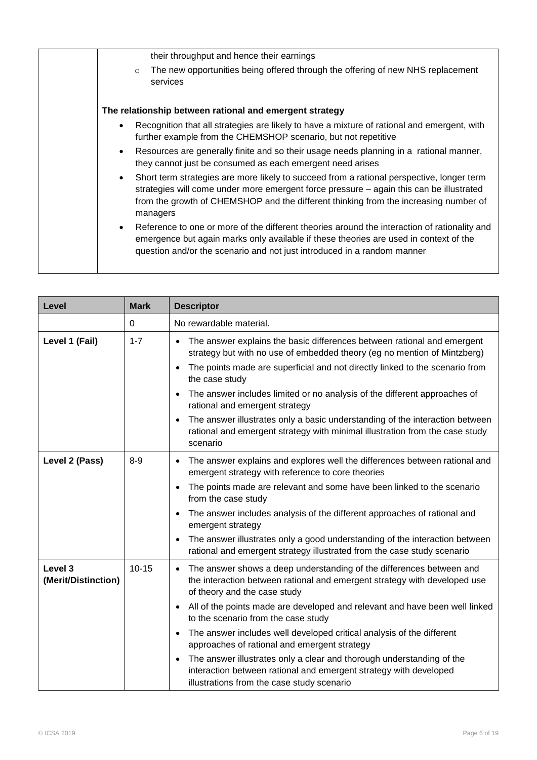their throughput and hence their earnings

- The new opportunities being offered through the offering of new NHS replacement services

**The relationship between rational and emergent strategy**

- Recognition that all strategies are likely to have a mixture of rational and emergent, with further example from the CHEMSHOP scenario, but not repetitive
- Resources are generally finite and so their usage needs planning in a rational manner, they cannot just be consumed as each emergent need arises
- Short term strategies are more likely to succeed from a rational perspective, longer term strategies will come under more emergent force pressure – again this can be illustrated from the growth of CHEMSHOP and the different thinking from the increasing number of managers
- Reference to one or more of the different theories around the interaction of rationality and emergence but again marks only available if these theories are used in context of the question and/or the scenario and not just introduced in a random manner

| Level | Mark | Descriptor |
|---|---|---|
| | 0 | No rewardable material. |
| Level 1 (Fail) | 1-7 | • The answer explains the basic differences between rational and emergent strategy but with no use of embedded theory (eg no mention of Mintzberg)<br>• The points made are superficial and not directly linked to the scenario from the case study<br>• The answer includes limited or no analysis of the different approaches of rational and emergent strategy<br>• The answer illustrates only a basic understanding of the interaction between rational and emergent strategy with minimal illustration from the case study scenario |
| Level 2 (Pass) | 8-9 | • The answer explains and explores well the differences between rational and emergent strategy with reference to core theories<br>• The points made are relevant and some have been linked to the scenario from the case study<br>• The answer includes analysis of the different approaches of rational and emergent strategy<br>• The answer illustrates only a good understanding of the interaction between rational and emergent strategy illustrated from the case study scenario |
| Level 3 (Merit/Distinction) | 10-15 | • The answer shows a deep understanding of the differences between and the interaction between rational and emergent strategy with developed use of theory and the case study<br>• All of the points made are developed and relevant and have been well linked to the scenario from the case study<br>• The answer includes well developed critical analysis of the different approaches of rational and emergent strategy<br>• The answer illustrates only a clear and thorough understanding of the interaction between rational and emergent strategy with developed illustrations from the case study scenario |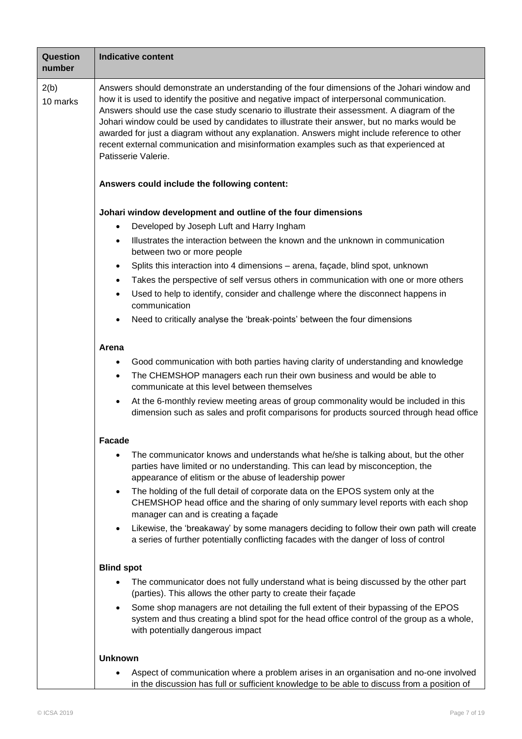| Question number | Indicative content |
|---|---|
| 2(b)<br>10 marks | Answers should demonstrate an understanding of the four dimensions of the Johari window and how it is used to identify the positive and negative impact of interpersonal communication. Answers should use the case study scenario to illustrate their assessment. A diagram of the Johari window could be used by candidates to illustrate their answer, but no marks would be awarded for just a diagram without any explanation. Answers might include reference to other recent external communication and misinformation examples such as that experienced at Patisserie Valerie.<br><br>**Answers could include the following content:**<br><br>**Johari window development and outline of the four dimensions**<br>• Developed by Joseph Luft and Harry Ingham<br>• Illustrates the interaction between the known and the unknown in communication between two or more people<br>• Splits this interaction into 4 dimensions – arena, façade, blind spot, unknown<br>• Takes the perspective of self versus others in communication with one or more others<br>• Used to help to identify, consider and challenge where the disconnect happens in communication<br>• Need to critically analyse the 'break-points' between the four dimensions<br><br>**Arena**<br>• Good communication with both parties having clarity of understanding and knowledge<br>• The CHEMSHOP managers each run their own business and would be able to communicate at this level between themselves<br>• At the 6-monthly review meeting areas of group commonality would be included in this dimension such as sales and profit comparisons for products sourced through head office<br><br>**Facade**<br>• The communicator knows and understands what he/she is talking about, but the other parties have limited or no understanding. This can lead by misconception, the appearance of elitism or the abuse of leadership power<br>• The holding of the full detail of corporate data on the EPOS system only at the CHEMSHOP head office and the sharing of only summary level reports with each shop manager can and is creating a façade<br>• Likewise, the 'breakaway' by some managers deciding to follow their own path will create a series of further potentially conflicting facades with the danger of loss of control<br><br>**Blind spot**<br>• The communicator does not fully understand what is being discussed by the other part (parties). This allows the other party to create their façade<br>• Some shop managers are not detailing the full extent of their bypassing of the EPOS system and thus creating a blind spot for the head office control of the group as a whole, with potentially dangerous impact<br><br>**Unknown**<br>• Aspect of communication where a problem arises in an organisation and no-one involved in the discussion has full or sufficient knowledge to be able to discuss from a position of |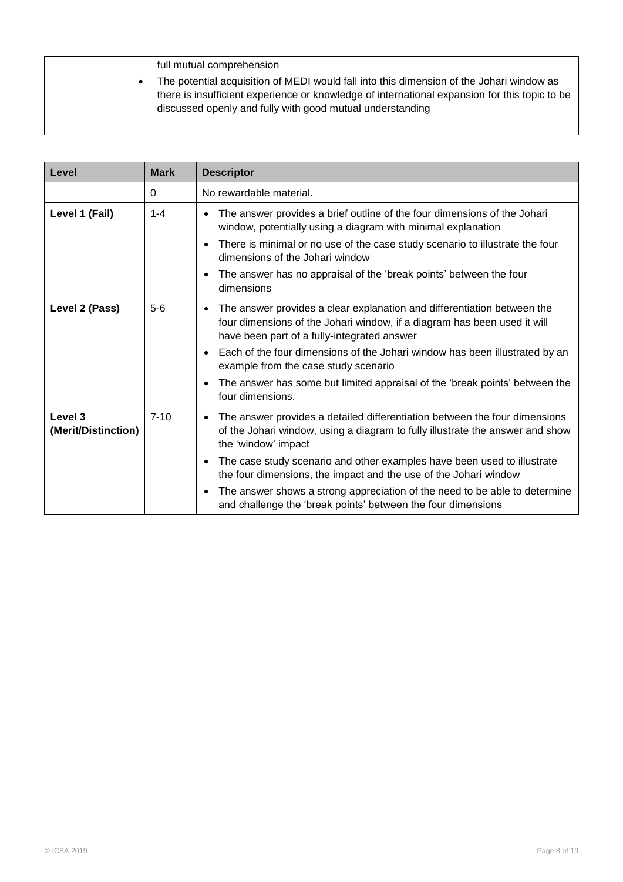| | full mutual comprehension<br>• The potential acquisition of MEDI would fall into this dimension of the Johari window as there is insufficient experience or knowledge of international expansion for this topic to be discussed openly and fully with good mutual understanding |
|---|---|

| Level | Mark | Descriptor |
|---|---|---|
| | 0 | No rewardable material. |
| Level 1 (Fail) | 1-4 | • The answer provides a brief outline of the four dimensions of the Johari window, potentially using a diagram with minimal explanation<br>• There is minimal or no use of the case study scenario to illustrate the four dimensions of the Johari window<br>• The answer has no appraisal of the 'break points' between the four dimensions |
| Level 2 (Pass) | 5-6 | • The answer provides a clear explanation and differentiation between the four dimensions of the Johari window, if a diagram has been used it will have been part of a fully-integrated answer<br>• Each of the four dimensions of the Johari window has been illustrated by an example from the case study scenario<br>• The answer has some but limited appraisal of the 'break points' between the four dimensions. |
| Level 3 (Merit/Distinction) | 7-10 | • The answer provides a detailed differentiation between the four dimensions of the Johari window, using a diagram to fully illustrate the answer and show the 'window' impact<br>• The case study scenario and other examples have been used to illustrate the four dimensions, the impact and the use of the Johari window<br>• The answer shows a strong appreciation of the need to be able to determine and challenge the 'break points' between the four dimensions |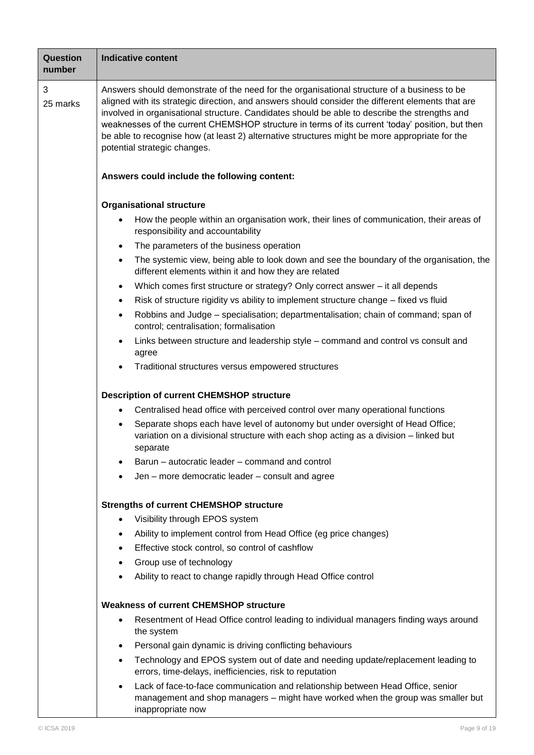| Question number | Indicative content |
|---|---|
| 3<br>25 marks | Answers should demonstrate of the need for the organisational structure of a business to be aligned with its strategic direction, and answers should consider the different elements that are involved in organisational structure. Candidates should be able to describe the strengths and weaknesses of the current CHEMSHOP structure in terms of its current 'today' position, but then be able to recognise how (at least 2) alternative structures might be more appropriate for the potential strategic changes.<br><br>**Answers could include the following content:**<br><br>**Organisational structure**<br>• How the people within an organisation work, their lines of communication, their areas of responsibility and accountability<br>• The parameters of the business operation<br>• The systemic view, being able to look down and see the boundary of the organisation, the different elements within it and how they are related<br>• Which comes first structure or strategy? Only correct answer – it all depends<br>• Risk of structure rigidity vs ability to implement structure change – fixed vs fluid<br>• Robbins and Judge – specialisation; departmentalisation; chain of command; span of control; centralisation; formalisation<br>• Links between structure and leadership style – command and control vs consult and agree<br>• Traditional structures versus empowered structures<br><br>**Description of current CHEMSHOP structure**<br>• Centralised head office with perceived control over many operational functions<br>• Separate shops each have level of autonomy but under oversight of Head Office; variation on a divisional structure with each shop acting as a division – linked but separate<br>• Barun – autocratic leader – command and control<br>• Jen – more democratic leader – consult and agree<br><br>**Strengths of current CHEMSHOP structure**<br>• Visibility through EPOS system<br>• Ability to implement control from Head Office (eg price changes)<br>• Effective stock control, so control of cashflow<br>• Group use of technology<br>• Ability to react to change rapidly through Head Office control<br><br>**Weakness of current CHEMSHOP structure**<br>• Resentment of Head Office control leading to individual managers finding ways around the system<br>• Personal gain dynamic is driving conflicting behaviours<br>• Technology and EPOS system out of date and needing update/replacement leading to errors, time-delays, inefficiencies, risk to reputation<br>• Lack of face-to-face communication and relationship between Head Office, senior management and shop managers – might have worked when the group was smaller but inappropriate now |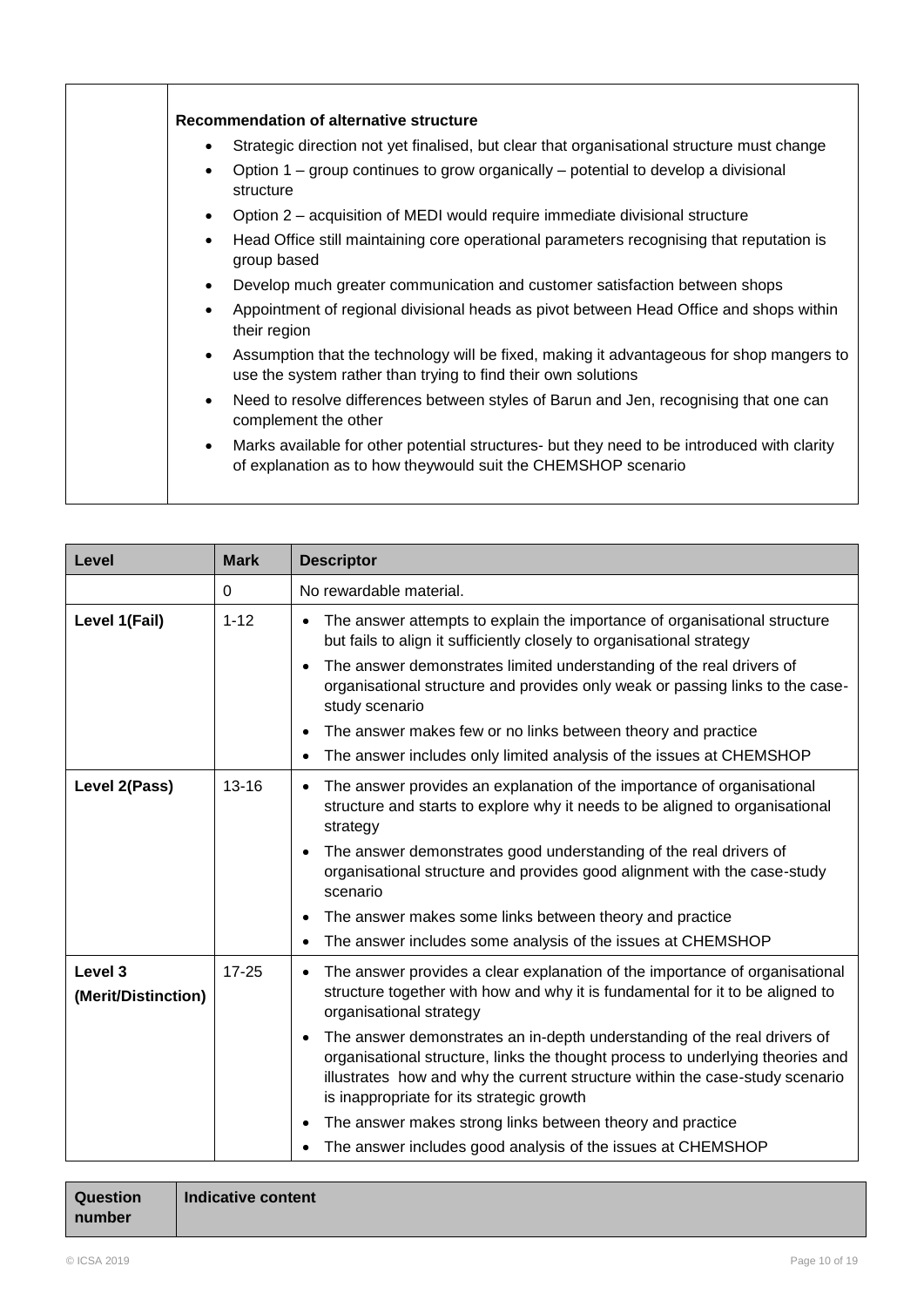|  | **Recommendation of alternative structure**<br>• Strategic direction not yet finalised, but clear that organisational structure must change<br>• Option 1 – group continues to grow organically – potential to develop a divisional structure<br>• Option 2 – acquisition of MEDI would require immediate divisional structure<br>• Head Office still maintaining core operational parameters recognising that reputation is group based<br>• Develop much greater communication and customer satisfaction between shops<br>• Appointment of regional divisional heads as pivot between Head Office and shops within their region<br>• Assumption that the technology will be fixed, making it advantageous for shop mangers to use the system rather than trying to find their own solutions<br>• Need to resolve differences between styles of Barun and Jen, recognising that one can complement the other<br>• Marks available for other potential structures- but they need to be introduced with clarity of explanation as to how theywould suit the CHEMSHOP scenario |
|---|---|

| Level | Mark | Descriptor |
|---|---|---|
|  | 0 | No rewardable material. |
| **Level 1(Fail)** | 1-12 | • The answer attempts to explain the importance of organisational structure but fails to align it sufficiently closely to organisational strategy<br>• The answer demonstrates limited understanding of the real drivers of organisational structure and provides only weak or passing links to the case-study scenario<br>• The answer makes few or no links between theory and practice<br>• The answer includes only limited analysis of the issues at CHEMSHOP |
| **Level 2(Pass)** | 13-16 | • The answer provides an explanation of the importance of organisational structure and starts to explore why it needs to be aligned to organisational strategy<br>• The answer demonstrates good understanding of the real drivers of organisational structure and provides good alignment with the case-study scenario<br>• The answer makes some links between theory and practice<br>• The answer includes some analysis of the issues at CHEMSHOP |
| **Level 3 (Merit/Distinction)** | 17-25 | • The answer provides a clear explanation of the importance of organisational structure together with how and why it is fundamental for it to be aligned to organisational strategy<br>• The answer demonstrates an in-depth understanding of the real drivers of organisational structure, links the thought process to underlying theories and illustrates how and why the current structure within the case-study scenario is inappropriate for its strategic growth<br>• The answer makes strong links between theory and practice<br>• The answer includes good analysis of the issues at CHEMSHOP |

| Question number | Indicative content |
|---|---|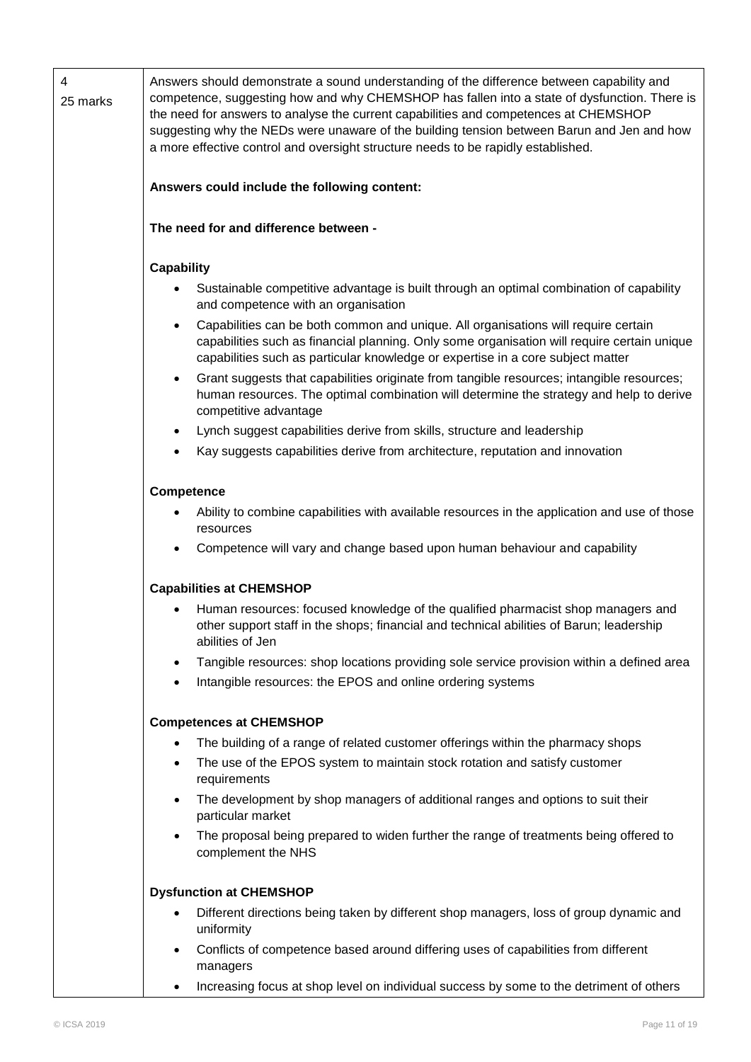| 4<br>25 marks | Answers should demonstrate a sound understanding of the difference between capability and competence, suggesting how and why CHEMSHOP has fallen into a state of dysfunction. There is the need for answers to analyse the current capabilities and competences at CHEMSHOP suggesting why the NEDs were unaware of the building tension between Barun and Jen and how a more effective control and oversight structure needs to be rapidly established. |
|---|---|

**Answers could include the following content:**

**The need for and difference between -**

**Capability**

- Sustainable competitive advantage is built through an optimal combination of capability and competence with an organisation
- Capabilities can be both common and unique. All organisations will require certain capabilities such as financial planning. Only some organisation will require certain unique capabilities such as particular knowledge or expertise in a core subject matter
- Grant suggests that capabilities originate from tangible resources; intangible resources; human resources. The optimal combination will determine the strategy and help to derive competitive advantage
- Lynch suggest capabilities derive from skills, structure and leadership
- Kay suggests capabilities derive from architecture, reputation and innovation

**Competence**

- Ability to combine capabilities with available resources in the application and use of those resources
- Competence will vary and change based upon human behaviour and capability

**Capabilities at CHEMSHOP**

- Human resources: focused knowledge of the qualified pharmacist shop managers and other support staff in the shops; financial and technical abilities of Barun; leadership abilities of Jen
- Tangible resources: shop locations providing sole service provision within a defined area
- Intangible resources: the EPOS and online ordering systems

**Competences at CHEMSHOP**

- The building of a range of related customer offerings within the pharmacy shops
- The use of the EPOS system to maintain stock rotation and satisfy customer requirements
- The development by shop managers of additional ranges and options to suit their particular market
- The proposal being prepared to widen further the range of treatments being offered to complement the NHS

**Dysfunction at CHEMSHOP**

- Different directions being taken by different shop managers, loss of group dynamic and uniformity
- Conflicts of competence based around differing uses of capabilities from different managers
- Increasing focus at shop level on individual success by some to the detriment of others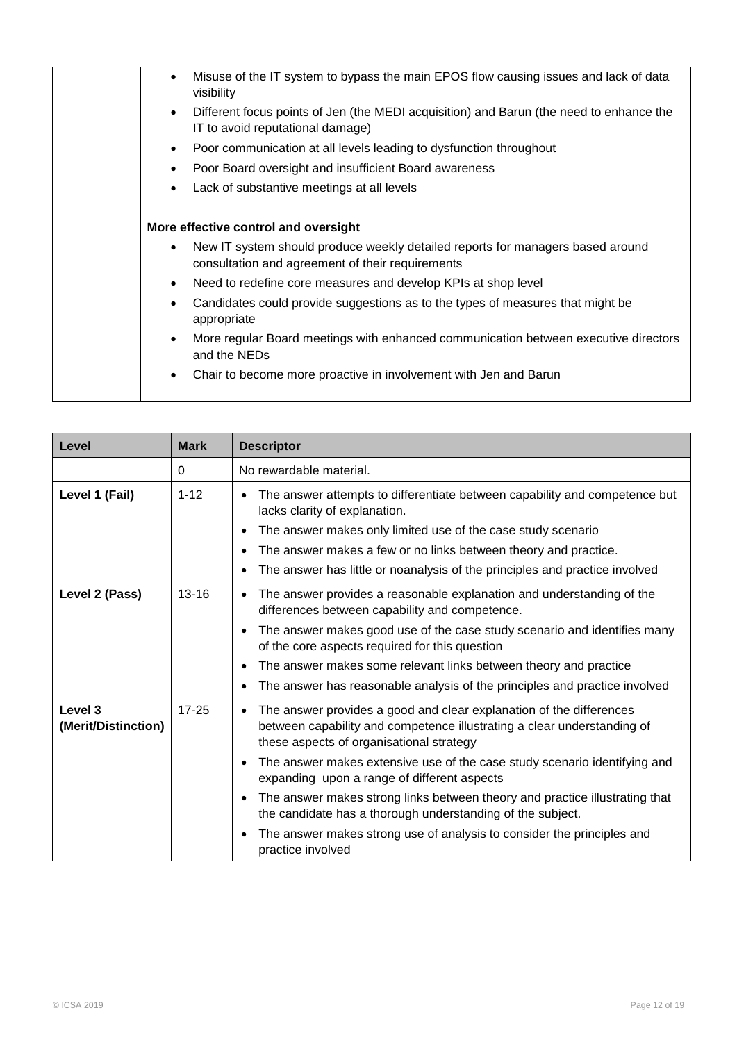| | • Misuse of the IT system to bypass the main EPOS flow causing issues and lack of data visibility<br>• Different focus points of Jen (the MEDI acquisition) and Barun (the need to enhance the IT to avoid reputational damage)<br>• Poor communication at all levels leading to dysfunction throughout<br>• Poor Board oversight and insufficient Board awareness<br>• Lack of substantive meetings at all levels<br><br>**More effective control and oversight**<br>• New IT system should produce weekly detailed reports for managers based around consultation and agreement of their requirements<br>• Need to redefine core measures and develop KPIs at shop level<br>• Candidates could provide suggestions as to the types of measures that might be appropriate<br>• More regular Board meetings with enhanced communication between executive directors and the NEDs<br>• Chair to become more proactive in involvement with Jen and Barun |
|---|---|

| Level | Mark | Descriptor |
|---|---|---|
| | 0 | No rewardable material. |
| **Level 1 (Fail)** | 1-12 | • The answer attempts to differentiate between capability and competence but lacks clarity of explanation.<br>• The answer makes only limited use of the case study scenario<br>• The answer makes a few or no links between theory and practice.<br>• The answer has little or noanalysis of the principles and practice involved |
| **Level 2 (Pass)** | 13-16 | • The answer provides a reasonable explanation and understanding of the differences between capability and competence.<br>• The answer makes good use of the case study scenario and identifies many of the core aspects required for this question<br>• The answer makes some relevant links between theory and practice<br>• The answer has reasonable analysis of the principles and practice involved |
| **Level 3 (Merit/Distinction)** | 17-25 | • The answer provides a good and clear explanation of the differences between capability and competence illustrating a clear understanding of these aspects of organisational strategy<br>• The answer makes extensive use of the case study scenario identifying and expanding upon a range of different aspects<br>• The answer makes strong links between theory and practice illustrating that the candidate has a thorough understanding of the subject.<br>• The answer makes strong use of analysis to consider the principles and practice involved |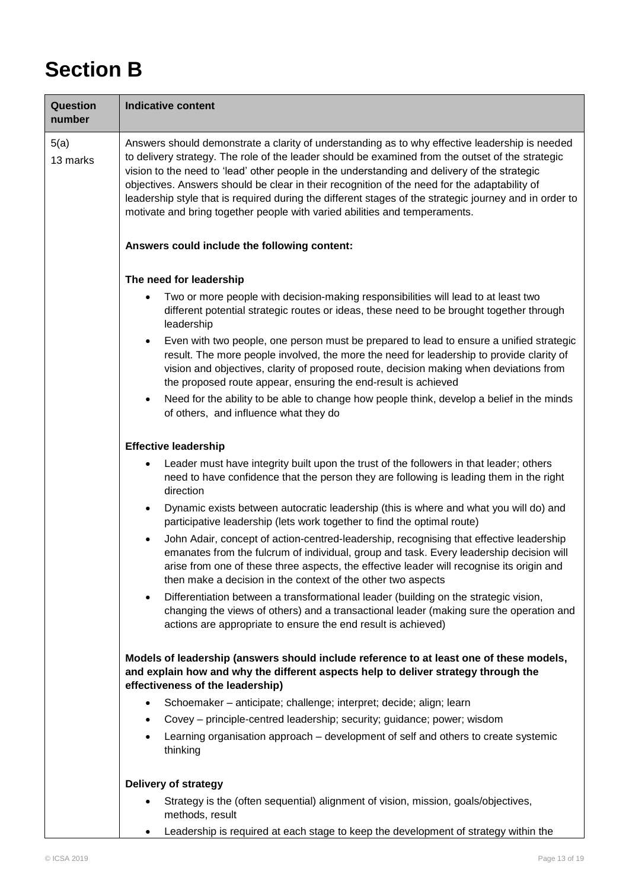# Section B

| Question number | Indicative content |
|---|---|
| 5(a)<br>13 marks | Answers should demonstrate a clarity of understanding as to why effective leadership is needed to delivery strategy. The role of the leader should be examined from the outset of the strategic vision to the need to 'lead' other people in the understanding and delivery of the strategic objectives. Answers should be clear in their recognition of the need for the adaptability of leadership style that is required during the different stages of the strategic journey and in order to motivate and bring together people with varied abilities and temperaments.<br><br>**Answers could include the following content:**<br><br>**The need for leadership**<br>• Two or more people with decision-making responsibilities will lead to at least two different potential strategic routes or ideas, these need to be brought together through leadership<br>• Even with two people, one person must be prepared to lead to ensure a unified strategic result. The more people involved, the more the need for leadership to provide clarity of vision and objectives, clarity of proposed route, decision making when deviations from the proposed route appear, ensuring the end-result is achieved<br>• Need for the ability to be able to change how people think, develop a belief in the minds of others, and influence what they do<br><br>**Effective leadership**<br>• Leader must have integrity built upon the trust of the followers in that leader; others need to have confidence that the person they are following is leading them in the right direction<br>• Dynamic exists between autocratic leadership (this is where and what you will do) and participative leadership (lets work together to find the optimal route)<br>• John Adair, concept of action-centred-leadership, recognising that effective leadership emanates from the fulcrum of individual, group and task. Every leadership decision will arise from one of these three aspects, the effective leader will recognise its origin and then make a decision in the context of the other two aspects<br>• Differentiation between a transformational leader (building on the strategic vision, changing the views of others) and a transactional leader (making sure the operation and actions are appropriate to ensure the end result is achieved)<br><br>**Models of leadership (answers should include reference to at least one of these models, and explain how and why the different aspects help to deliver strategy through the effectiveness of the leadership)**<br>• Schoemaker – anticipate; challenge; interpret; decide; align; learn<br>• Covey – principle-centred leadership; security; guidance; power; wisdom<br>• Learning organisation approach – development of self and others to create systemic thinking<br><br>**Delivery of strategy**<br>• Strategy is the (often sequential) alignment of vision, mission, goals/objectives, methods, result<br>• Leadership is required at each stage to keep the development of strategy within the |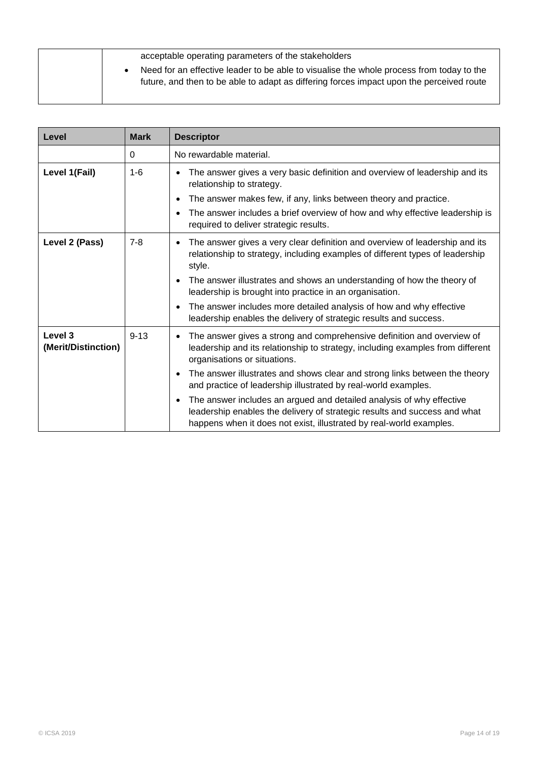| | acceptable operating parameters of the stakeholders<br>• Need for an effective leader to be able to visualise the whole process from today to the future, and then to be able to adapt as differing forces impact upon the perceived route |
|---|---|

| Level | Mark | Descriptor |
|---|---|---|
| | 0 | No rewardable material. |
| Level 1(Fail) | 1-6 | • The answer gives a very basic definition and overview of leadership and its relationship to strategy.<br>• The answer makes few, if any, links between theory and practice.<br>• The answer includes a brief overview of how and why effective leadership is required to deliver strategic results. |
| Level 2 (Pass) | 7-8 | • The answer gives a very clear definition and overview of leadership and its relationship to strategy, including examples of different types of leadership style.<br>• The answer illustrates and shows an understanding of how the theory of leadership is brought into practice in an organisation.<br>• The answer includes more detailed analysis of how and why effective leadership enables the delivery of strategic results and success. |
| Level 3 (Merit/Distinction) | 9-13 | • The answer gives a strong and comprehensive definition and overview of leadership and its relationship to strategy, including examples from different organisations or situations.<br>• The answer illustrates and shows clear and strong links between the theory and practice of leadership illustrated by real-world examples.<br>• The answer includes an argued and detailed analysis of why effective leadership enables the delivery of strategic results and success and what happens when it does not exist, illustrated by real-world examples. |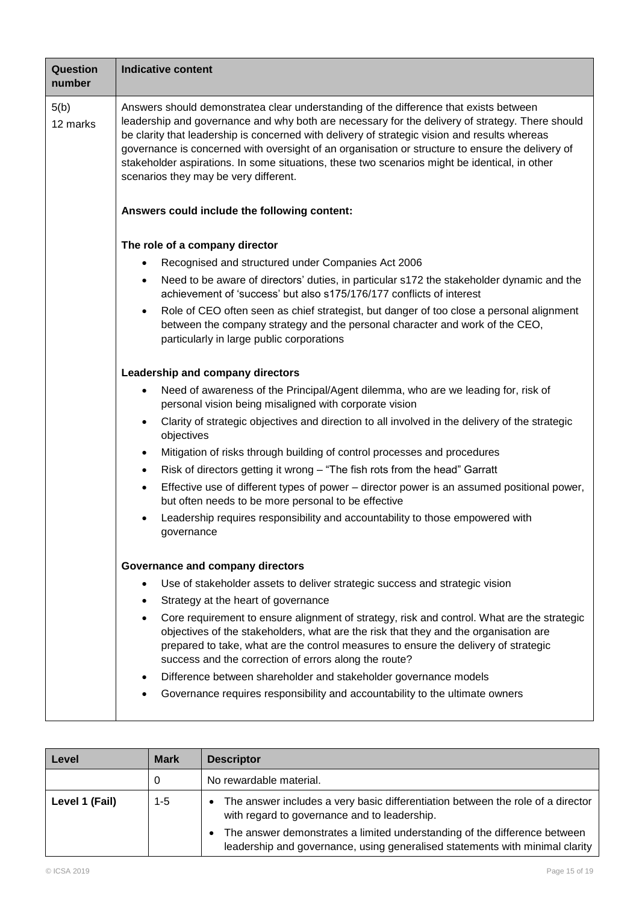| Question number | Indicative content |
|---|---|
| 5(b)<br>12 marks | Answers should demonstratea clear understanding of the difference that exists between leadership and governance and why both are necessary for the delivery of strategy. There should be clarity that leadership is concerned with delivery of strategic vision and results whereas governance is concerned with oversight of an organisation or structure to ensure the delivery of stakeholder aspirations. In some situations, these two scenarios might be identical, in other scenarios they may be very different.<br><br>**Answers could include the following content:**<br><br>**The role of a company director**<br>• Recognised and structured under Companies Act 2006<br>• Need to be aware of directors' duties, in particular s172 the stakeholder dynamic and the achievement of 'success' but also s175/176/177 conflicts of interest<br>• Role of CEO often seen as chief strategist, but danger of too close a personal alignment between the company strategy and the personal character and work of the CEO, particularly in large public corporations<br><br>**Leadership and company directors**<br>• Need of awareness of the Principal/Agent dilemma, who are we leading for, risk of personal vision being misaligned with corporate vision<br>• Clarity of strategic objectives and direction to all involved in the delivery of the strategic objectives<br>• Mitigation of risks through building of control processes and procedures<br>• Risk of directors getting it wrong – "The fish rots from the head" Garratt<br>• Effective use of different types of power – director power is an assumed positional power, but often needs to be more personal to be effective<br>• Leadership requires responsibility and accountability to those empowered with governance<br><br>**Governance and company directors**<br>• Use of stakeholder assets to deliver strategic success and strategic vision<br>• Strategy at the heart of governance<br>• Core requirement to ensure alignment of strategy, risk and control. What are the strategic objectives of the stakeholders, what are the risk that they and the organisation are prepared to take, what are the control measures to ensure the delivery of strategic success and the correction of errors along the route?<br>• Difference between shareholder and stakeholder governance models<br>• Governance requires responsibility and accountability to the ultimate owners |

| Level | Mark | Descriptor |
|---|---|---|
| | 0 | No rewardable material. |
| Level 1 (Fail) | 1-5 | • The answer includes a very basic differentiation between the role of a director with regard to governance and to leadership.<br>• The answer demonstrates a limited understanding of the difference between leadership and governance, using generalised statements with minimal clarity |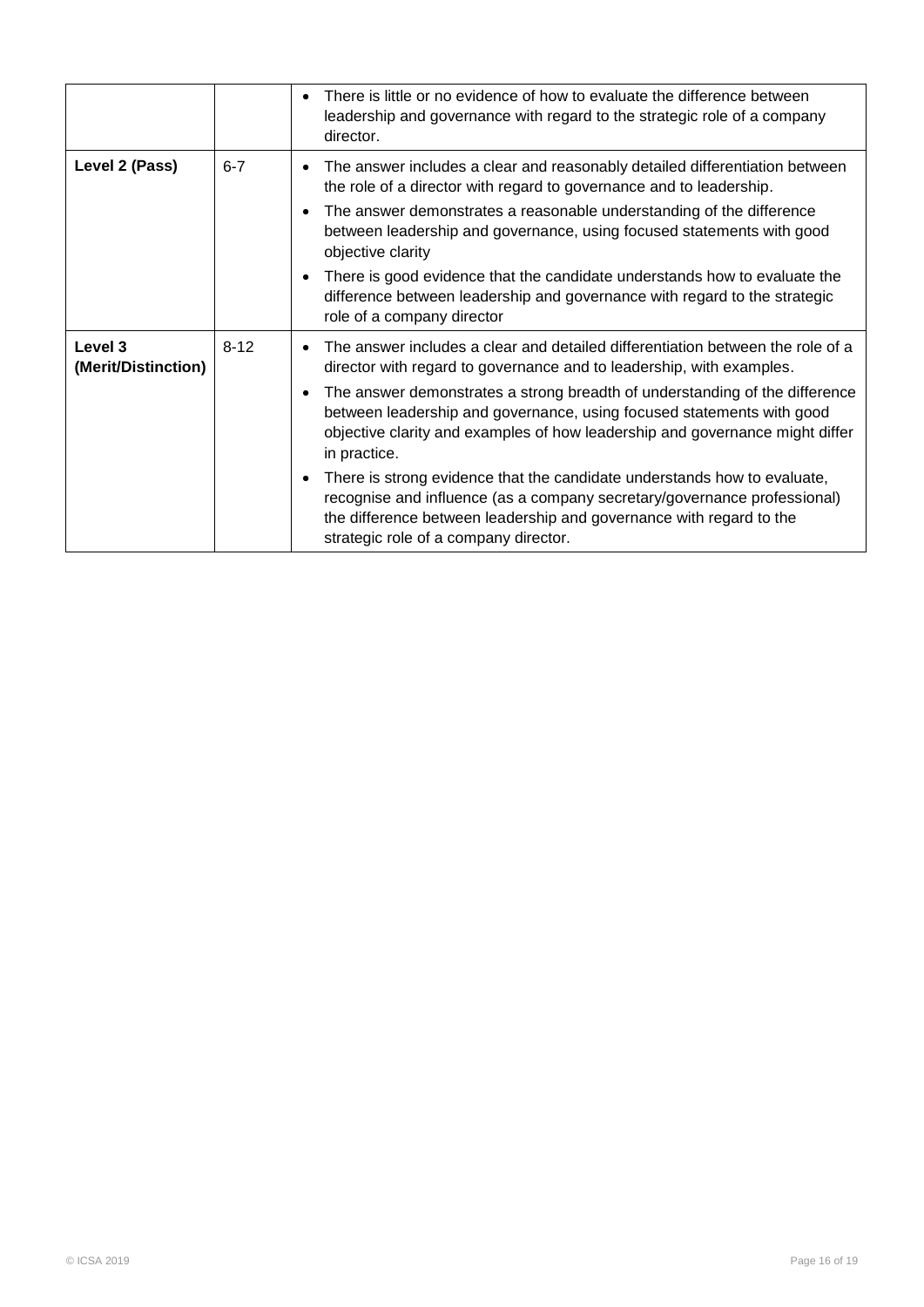| | | |
|---|---|---|
| | | • There is little or no evidence of how to evaluate the difference between leadership and governance with regard to the strategic role of a company director. |
| **Level 2 (Pass)** | 6-7 | • The answer includes a clear and reasonably detailed differentiation between the role of a director with regard to governance and to leadership.<br>• The answer demonstrates a reasonable understanding of the difference between leadership and governance, using focused statements with good objective clarity<br>• There is good evidence that the candidate understands how to evaluate the difference between leadership and governance with regard to the strategic role of a company director |
| **Level 3 (Merit/Distinction)** | 8-12 | • The answer includes a clear and detailed differentiation between the role of a director with regard to governance and to leadership, with examples.<br>• The answer demonstrates a strong breadth of understanding of the difference between leadership and governance, using focused statements with good objective clarity and examples of how leadership and governance might differ in practice.<br>• There is strong evidence that the candidate understands how to evaluate, recognise and influence (as a company secretary/governance professional) the difference between leadership and governance with regard to the strategic role of a company director. |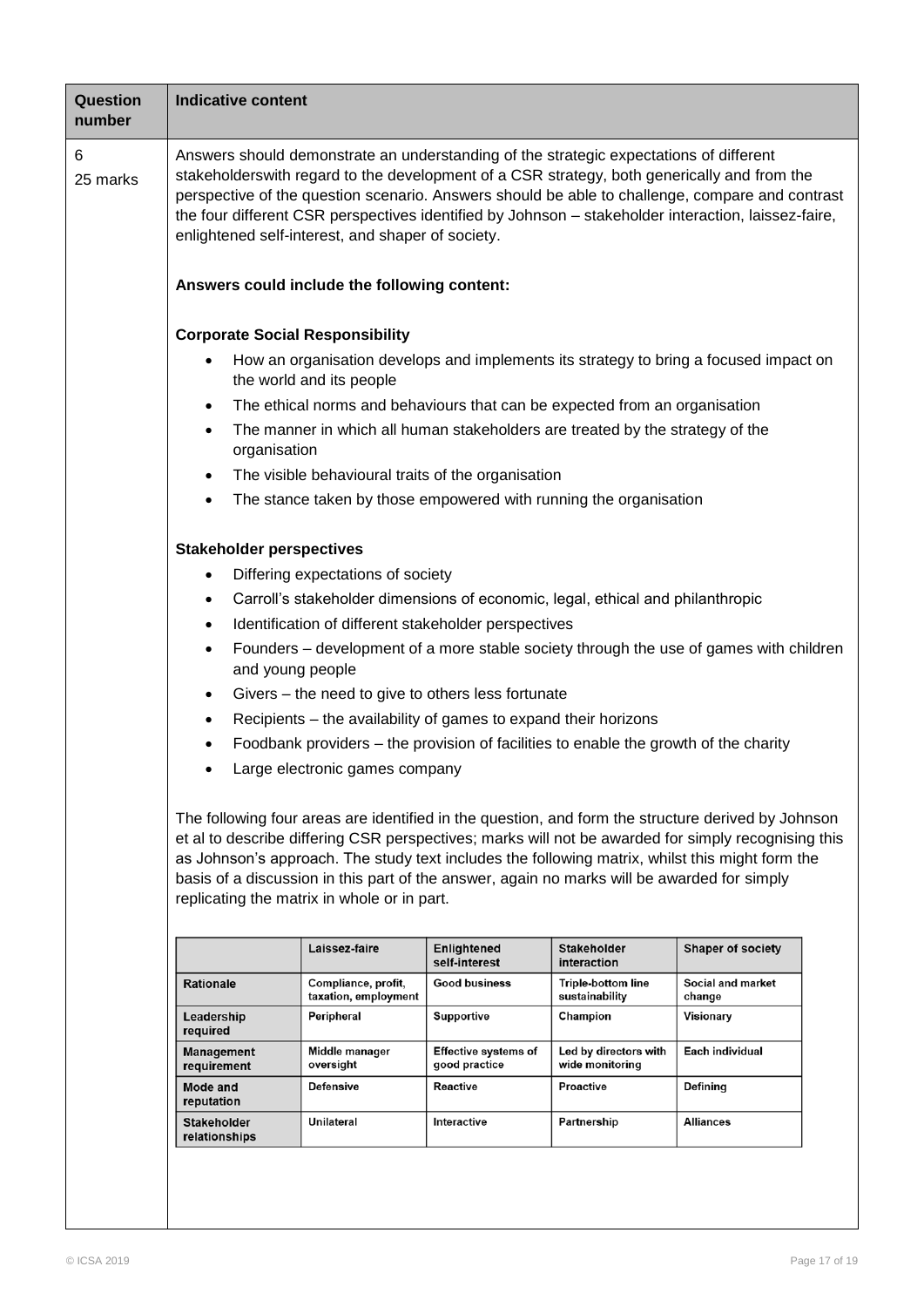| Question number | Indicative content |
|---|---|
| 6<br>25 marks | Answers should demonstrate an understanding of the strategic expectations of different stakeholderswith regard to the development of a CSR strategy, both generically and from the perspective of the question scenario. Answers should be able to challenge, compare and contrast the four different CSR perspectives identified by Johnson – stakeholder interaction, laissez-faire, enlightened self-interest, and shaper of society. |

**Answers could include the following content:**

**Corporate Social Responsibility**

- How an organisation develops and implements its strategy to bring a focused impact on the world and its people
- The ethical norms and behaviours that can be expected from an organisation
- The manner in which all human stakeholders are treated by the strategy of the organisation
- The visible behavioural traits of the organisation
- The stance taken by those empowered with running the organisation

**Stakeholder perspectives**

- Differing expectations of society
- Carroll's stakeholder dimensions of economic, legal, ethical and philanthropic
- Identification of different stakeholder perspectives
- Founders – development of a more stable society through the use of games with children and young people
- Givers – the need to give to others less fortunate
- Recipients – the availability of games to expand their horizons
- Foodbank providers – the provision of facilities to enable the growth of the charity
- Large electronic games company

The following four areas are identified in the question, and form the structure derived by Johnson et al to describe differing CSR perspectives; marks will not be awarded for simply recognising this as Johnson's approach. The study text includes the following matrix, whilst this might form the basis of a discussion in this part of the answer, again no marks will be awarded for simply replicating the matrix in whole or in part.

| | Laissez-faire | Enlightened self-interest | Stakeholder interaction | Shaper of society |
|---|---|---|---|---|
| Rationale | Compliance, profit, taxation, employment | Good business | Triple-bottom line sustainability | Social and market change |
| Leadership required | Peripheral | Supportive | Champion | Visionary |
| Management requirement | Middle manager oversight | Effective systems of good practice | Led by directors with wide monitoring | Each individual |
| Mode and reputation | Defensive | Reactive | Proactive | Defining |
| Stakeholder relationships | Unilateral | Interactive | Partnership | Alliances |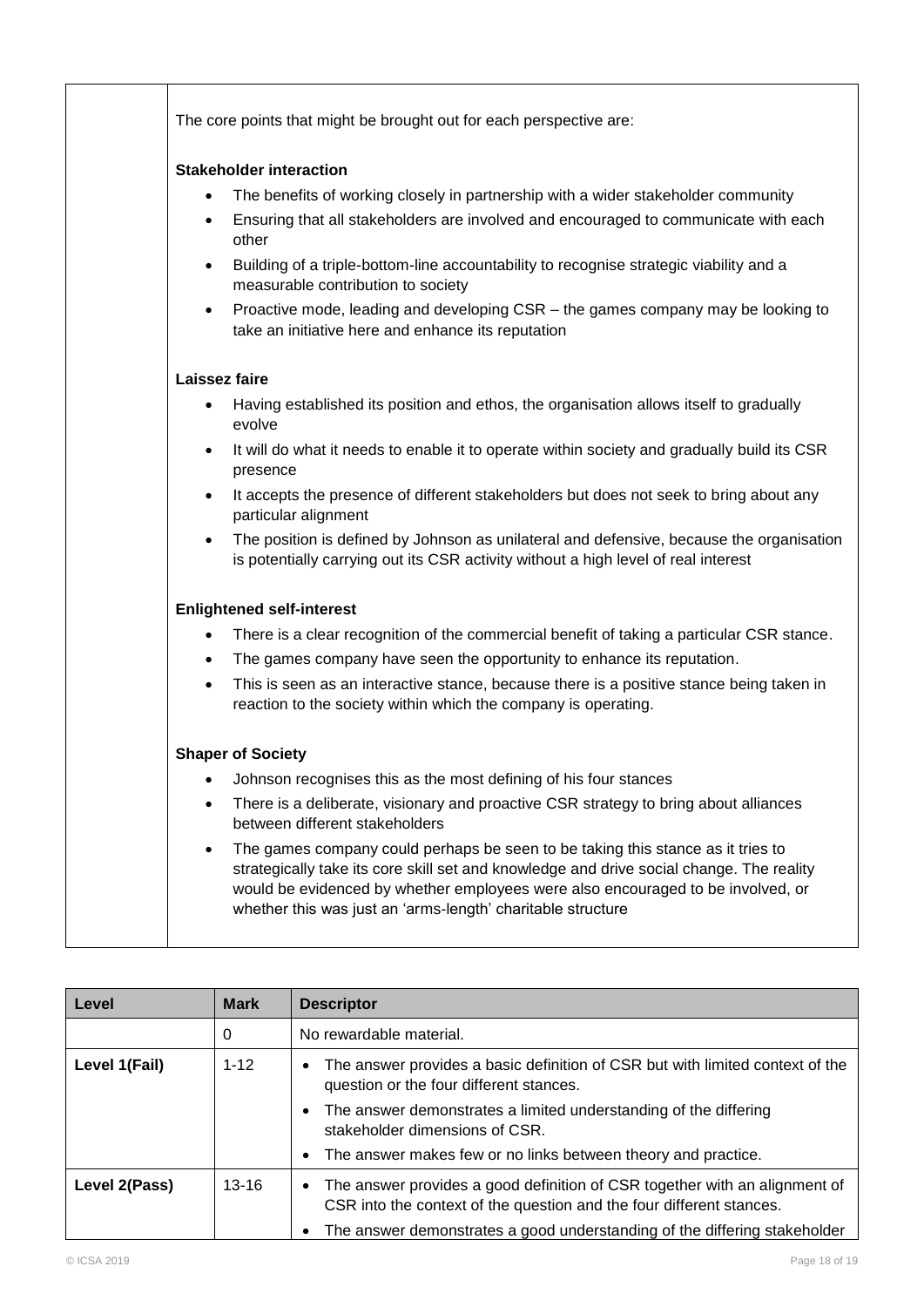The core points that might be brought out for each perspective are:

**Stakeholder interaction**

- The benefits of working closely in partnership with a wider stakeholder community
- Ensuring that all stakeholders are involved and encouraged to communicate with each other
- Building of a triple-bottom-line accountability to recognise strategic viability and a measurable contribution to society
- Proactive mode, leading and developing CSR – the games company may be looking to take an initiative here and enhance its reputation

**Laissez faire**

- Having established its position and ethos, the organisation allows itself to gradually evolve
- It will do what it needs to enable it to operate within society and gradually build its CSR presence
- It accepts the presence of different stakeholders but does not seek to bring about any particular alignment
- The position is defined by Johnson as unilateral and defensive, because the organisation is potentially carrying out its CSR activity without a high level of real interest

**Enlightened self-interest**

- There is a clear recognition of the commercial benefit of taking a particular CSR stance.
- The games company have seen the opportunity to enhance its reputation.
- This is seen as an interactive stance, because there is a positive stance being taken in reaction to the society within which the company is operating.

**Shaper of Society**

- Johnson recognises this as the most defining of his four stances
- There is a deliberate, visionary and proactive CSR strategy to bring about alliances between different stakeholders
- The games company could perhaps be seen to be taking this stance as it tries to strategically take its core skill set and knowledge and drive social change. The reality would be evidenced by whether employees were also encouraged to be involved, or whether this was just an 'arms-length' charitable structure

| Level | Mark | Descriptor |
|---|---|---|
| | 0 | No rewardable material. |
| Level 1(Fail) | 1-12 | • The answer provides a basic definition of CSR but with limited context of the question or the four different stances.<br>• The answer demonstrates a limited understanding of the differing stakeholder dimensions of CSR.<br>• The answer makes few or no links between theory and practice. |
| Level 2(Pass) | 13-16 | • The answer provides a good definition of CSR together with an alignment of CSR into the context of the question and the four different stances.<br>• The answer demonstrates a good understanding of the differing stakeholder |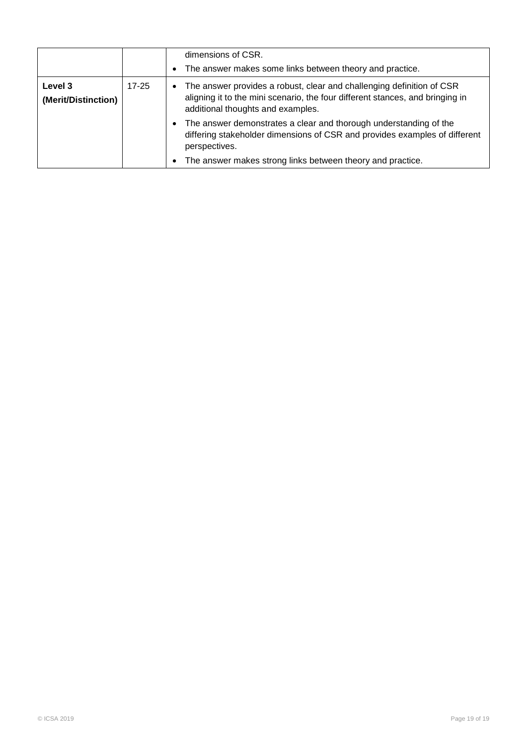| | | |
|---|---|---|
| | | dimensions of CSR.<br>• The answer makes some links between theory and practice. |
| **Level 3 (Merit/Distinction)** | 17-25 | • The answer provides a robust, clear and challenging definition of CSR aligning it to the mini scenario, the four different stances, and bringing in additional thoughts and examples.<br>• The answer demonstrates a clear and thorough understanding of the differing stakeholder dimensions of CSR and provides examples of different perspectives.<br>• The answer makes strong links between theory and practice. |